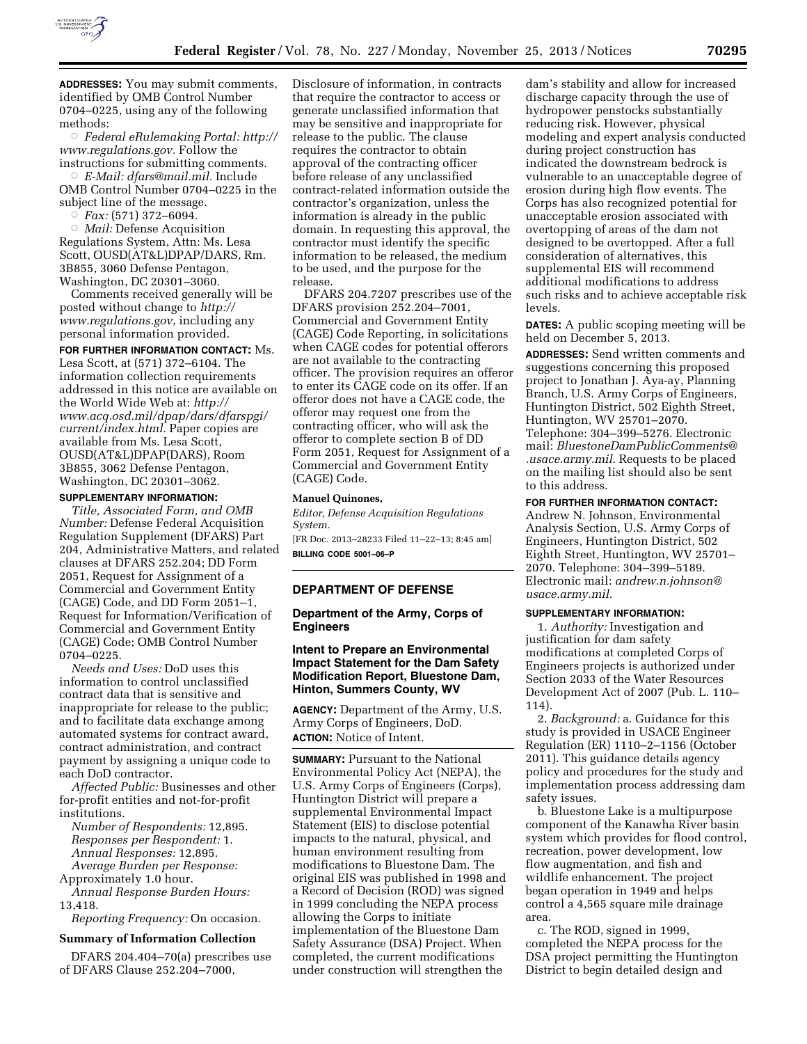**ADDRESSES:** You may submit comments, identified by OMB Control Number 0704–0225, using any of the following methods:

○ *Federal eRulemaking Portal: http://www.regulations.gov.* Follow the instructions for submitting comments.

○ *E-Mail: dfars@mail.mil.* Include OMB Control Number 0704–0225 in the subject line of the message.

○ *Fax:* (571) 372–6094.

○ *Mail:* Defense Acquisition Regulations System, Attn: Ms. Lesa Scott, OUSD(AT&L)DPAP/DARS, Rm. 3B855, 3060 Defense Pentagon, Washington, DC 20301–3060.

Comments received generally will be posted without change to *http://www.regulations.gov*, including any personal information provided.

**FOR FURTHER INFORMATION CONTACT:** Ms. Lesa Scott, at (571) 372–6104. The information collection requirements addressed in this notice are available on the World Wide Web at: *http://www.acq.osd.mil/dpap/dars/dfarspgi/current/index.html.* Paper copies are available from Ms. Lesa Scott, OUSD(AT&L)DPAP(DARS), Room 3B855, 3062 Defense Pentagon, Washington, DC 20301–3062.

**SUPPLEMENTARY INFORMATION:**

*Title, Associated Form, and OMB Number:* Defense Federal Acquisition Regulation Supplement (DFARS) Part 204, Administrative Matters, and related clauses at DFARS 252.204; DD Form 2051, Request for Assignment of a Commercial and Government Entity (CAGE) Code, and DD Form 2051–1, Request for Information/Verification of Commercial and Government Entity (CAGE) Code; OMB Control Number 0704–0225.

*Needs and Uses:* DoD uses this information to control unclassified contract data that is sensitive and inappropriate for release to the public; and to facilitate data exchange among automated systems for contract award, contract administration, and contract payment by assigning a unique code to each DoD contractor.

*Affected Public:* Businesses and other for-profit entities and not-for-profit institutions.

*Number of Respondents:* 12,895.

*Responses per Respondent:* 1.

*Annual Responses:* 12,895.

*Average Burden per Response:* Approximately 1.0 hour.

*Annual Response Burden Hours:* 13,418.

*Reporting Frequency:* On occasion.

**Summary of Information Collection**

DFARS 204.404–70(a) prescribes use of DFARS Clause 252.204–7000, Disclosure of information, in contracts that require the contractor to access or generate unclassified information that may be sensitive and inappropriate for release to the public. The clause requires the contractor to obtain approval of the contracting officer before release of any unclassified contract-related information outside the contractor's organization, unless the information is already in the public domain. In requesting this approval, the contractor must identify the specific information to be released, the medium to be used, and the purpose for the release.

DFARS 204.7207 prescribes use of the DFARS provision 252.204–7001, Commercial and Government Entity (CAGE) Code Reporting, in solicitations when CAGE codes for potential offerors are not available to the contracting officer. The provision requires an offeror to enter its CAGE code on its offer. If an offeror does not have a CAGE code, the offeror may request one from the contracting officer, who will ask the offeror to complete section B of DD Form 2051, Request for Assignment of a Commercial and Government Entity (CAGE) Code.

**Manuel Quinones,**

*Editor, Defense Acquisition Regulations System.*

[FR Doc. 2013–28233 Filed 11–22–13; 8:45 am]

**BILLING CODE 5001–06–P**

## DEPARTMENT OF DEFENSE

### Department of the Army, Corps of Engineers

### Intent to Prepare an Environmental Impact Statement for the Dam Safety Modification Report, Bluestone Dam, Hinton, Summers County, WV

**AGENCY:** Department of the Army, U.S. Army Corps of Engineers, DoD.

**ACTION:** Notice of Intent.

**SUMMARY:** Pursuant to the National Environmental Policy Act (NEPA), the U.S. Army Corps of Engineers (Corps), Huntington District will prepare a supplemental Environmental Impact Statement (EIS) to disclose potential impacts to the natural, physical, and human environment resulting from modifications to Bluestone Dam. The original EIS was published in 1998 and a Record of Decision (ROD) was signed in 1999 concluding the NEPA process allowing the Corps to initiate implementation of the Bluestone Dam Safety Assurance (DSA) Project. When completed, the current modifications under construction will strengthen the dam's stability and allow for increased discharge capacity through the use of hydropower penstocks substantially reducing risk. However, physical modeling and expert analysis conducted during project construction has indicated the downstream bedrock is vulnerable to an unacceptable degree of erosion during high flow events. The Corps has also recognized potential for unacceptable erosion associated with overtopping of areas of the dam not designed to be overtopped. After a full consideration of alternatives, this supplemental EIS will recommend additional modifications to address such risks and to achieve acceptable risk levels.

**DATES:** A public scoping meeting will be held on December 5, 2013.

**ADDRESSES:** Send written comments and suggestions concerning this proposed project to Jonathan J. Aya-ay, Planning Branch, U.S. Army Corps of Engineers, Huntington District, 502 Eighth Street, Huntington, WV 25701–2070. Telephone: 304–399–5276. Electronic mail: *BluestoneDamPublicComments@.usace.army.mil.* Requests to be placed on the mailing list should also be sent to this address.

**FOR FURTHER INFORMATION CONTACT:** Andrew N. Johnson, Environmental Analysis Section, U.S. Army Corps of Engineers, Huntington District, 502 Eighth Street, Huntington, WV 25701–2070. Telephone: 304–399–5189. Electronic mail: *andrew.n.johnson@usace.army.mil.*

**SUPPLEMENTARY INFORMATION:**

1. *Authority:* Investigation and justification for dam safety modifications at completed Corps of Engineers projects is authorized under Section 2033 of the Water Resources Development Act of 2007 (Pub. L. 110–114).

2. *Background:* a. Guidance for this study is provided in USACE Engineer Regulation (ER) 1110–2–1156 (October 2011). This guidance details agency policy and procedures for the study and implementation process addressing dam safety issues.

b. Bluestone Lake is a multipurpose component of the Kanawha River basin system which provides for flood control, recreation, power development, low flow augmentation, and fish and wildlife enhancement. The project began operation in 1949 and helps control a 4,565 square mile drainage area.

c. The ROD, signed in 1999, completed the NEPA process for the DSA project permitting the Huntington District to begin detailed design and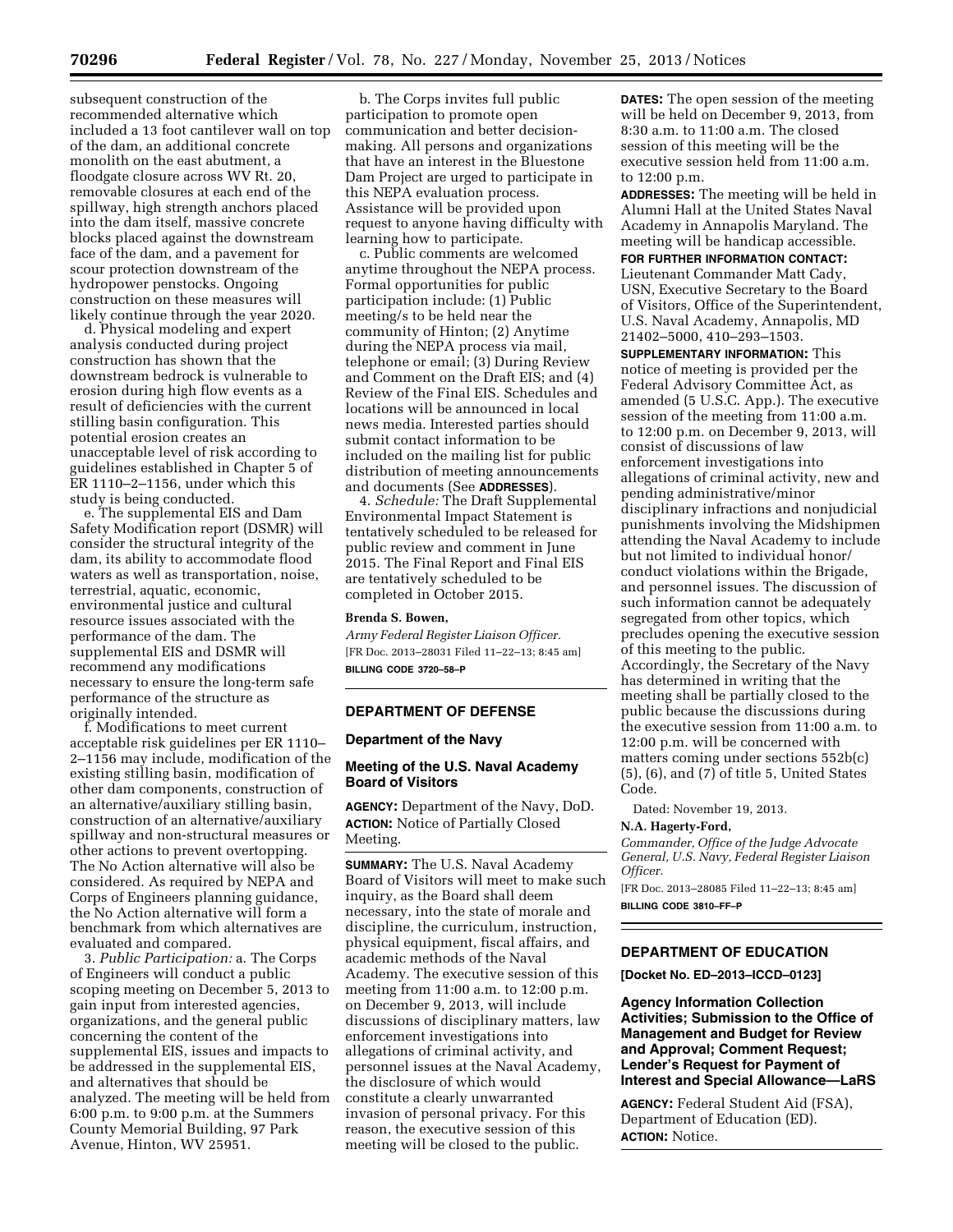subsequent construction of the recommended alternative which included a 13 foot cantilever wall on top of the dam, an additional concrete monolith on the east abutment, a floodgate closure across WV Rt. 20, removable closures at each end of the spillway, high strength anchors placed into the dam itself, massive concrete blocks placed against the downstream face of the dam, and a pavement for scour protection downstream of the hydropower penstocks. Ongoing construction on these measures will likely continue through the year 2020.

d. Physical modeling and expert analysis conducted during project construction has shown that the downstream bedrock is vulnerable to erosion during high flow events as a result of deficiencies with the current stilling basin configuration. This potential erosion creates an unacceptable level of risk according to guidelines established in Chapter 5 of ER 1110–2–1156, under which this study is being conducted.

e. The supplemental EIS and Dam Safety Modification report (DSMR) will consider the structural integrity of the dam, its ability to accommodate flood waters as well as transportation, noise, terrestrial, aquatic, economic, environmental justice and cultural resource issues associated with the performance of the dam. The supplemental EIS and DSMR will recommend any modifications necessary to ensure the long-term safe performance of the structure as originally intended.

f. Modifications to meet current acceptable risk guidelines per ER 1110–2–1156 may include, modification of the existing stilling basin, modification of other dam components, construction of an alternative/auxiliary stilling basin, construction of an alternative/auxiliary spillway and non-structural measures or other actions to prevent overtopping. The No Action alternative will also be considered. As required by NEPA and Corps of Engineers planning guidance, the No Action alternative will form a benchmark from which alternatives are evaluated and compared.

3. *Public Participation:* a. The Corps of Engineers will conduct a public scoping meeting on December 5, 2013 to gain input from interested agencies, organizations, and the general public concerning the content of the supplemental EIS, issues and impacts to be addressed in the supplemental EIS, and alternatives that should be analyzed. The meeting will be held from 6:00 p.m. to 9:00 p.m. at the Summers County Memorial Building, 97 Park Avenue, Hinton, WV 25951.

b. The Corps invites full public participation to promote open communication and better decision-making. All persons and organizations that have an interest in the Bluestone Dam Project are urged to participate in this NEPA evaluation process. Assistance will be provided upon request to anyone having difficulty with learning how to participate.

c. Public comments are welcomed anytime throughout the NEPA process. Formal opportunities for public participation include: (1) Public meeting/s to be held near the community of Hinton; (2) Anytime during the NEPA process via mail, telephone or email; (3) During Review and Comment on the Draft EIS; and (4) Review of the Final EIS. Schedules and locations will be announced in local news media. Interested parties should submit contact information to be included on the mailing list for public distribution of meeting announcements and documents (See **ADDRESSES**).

4. *Schedule:* The Draft Supplemental Environmental Impact Statement is tentatively scheduled to be released for public review and comment in June 2015. The Final Report and Final EIS are tentatively scheduled to be completed in October 2015.

**Brenda S. Bowen,**

*Army Federal Register Liaison Officer.*

[FR Doc. 2013–28031 Filed 11–22–13; 8:45 am]

**BILLING CODE 3720–58–P**

## DEPARTMENT OF DEFENSE

### Department of the Navy

### Meeting of the U.S. Naval Academy Board of Visitors

**AGENCY:** Department of the Navy, DoD.

**ACTION:** Notice of Partially Closed Meeting.

**SUMMARY:** The U.S. Naval Academy Board of Visitors will meet to make such inquiry, as the Board shall deem necessary, into the state of morale and discipline, the curriculum, instruction, physical equipment, fiscal affairs, and academic methods of the Naval Academy. The executive session of this meeting from 11:00 a.m. to 12:00 p.m. on December 9, 2013, will include discussions of disciplinary matters, law enforcement investigations into allegations of criminal activity, and personnel issues at the Naval Academy, the disclosure of which would constitute a clearly unwarranted invasion of personal privacy. For this reason, the executive session of this meeting will be closed to the public.

**DATES:** The open session of the meeting will be held on December 9, 2013, from 8:30 a.m. to 11:00 a.m. The closed session of this meeting will be the executive session held from 11:00 a.m. to 12:00 p.m.

**ADDRESSES:** The meeting will be held in Alumni Hall at the United States Naval Academy in Annapolis Maryland. The meeting will be handicap accessible.

**FOR FURTHER INFORMATION CONTACT:** Lieutenant Commander Matt Cady, USN, Executive Secretary to the Board of Visitors, Office of the Superintendent, U.S. Naval Academy, Annapolis, MD 21402–5000, 410–293–1503.

**SUPPLEMENTARY INFORMATION:** This notice of meeting is provided per the Federal Advisory Committee Act, as amended (5 U.S.C. App.). The executive session of the meeting from 11:00 a.m. to 12:00 p.m. on December 9, 2013, will consist of discussions of law enforcement investigations into allegations of criminal activity, new and pending administrative/minor disciplinary infractions and nonjudicial punishments involving the Midshipmen attending the Naval Academy to include but not limited to individual honor/conduct violations within the Brigade, and personnel issues. The discussion of such information cannot be adequately segregated from other topics, which precludes opening the executive session of this meeting to the public. Accordingly, the Secretary of the Navy has determined in writing that the meeting shall be partially closed to the public because the discussions during the executive session from 11:00 a.m. to 12:00 p.m. will be concerned with matters coming under sections 552b(c) (5), (6), and (7) of title 5, United States Code.

Dated: November 19, 2013.

**N.A. Hagerty-Ford,**

*Commander, Office of the Judge Advocate General, U.S. Navy, Federal Register Liaison Officer.*

[FR Doc. 2013–28085 Filed 11–22–13; 8:45 am]

**BILLING CODE 3810–FF–P**

## DEPARTMENT OF EDUCATION

**[Docket No. ED–2013–ICCD–0123]**

### Agency Information Collection Activities; Submission to the Office of Management and Budget for Review and Approval; Comment Request; Lender's Request for Payment of Interest and Special Allowance—LaRS

**AGENCY:** Federal Student Aid (FSA), Department of Education (ED).

**ACTION:** Notice.